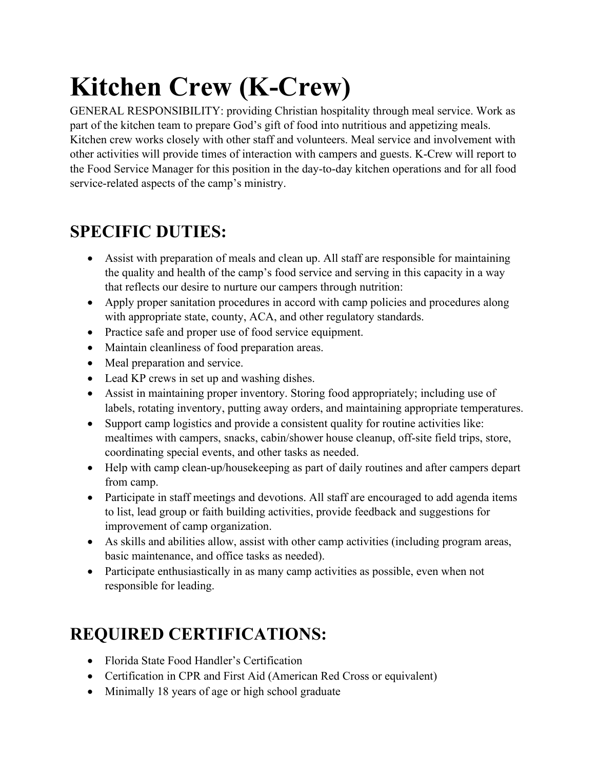# Kitchen Crew (K-Crew)

GENERAL RESPONSIBILITY: providing Christian hospitality through meal service. Work as part of the kitchen team to prepare God's gift of food into nutritious and appetizing meals. Kitchen crew works closely with other staff and volunteers. Meal service and involvement with other activities will provide times of interaction with campers and guests. K-Crew will report to the Food Service Manager for this position in the day-to-day kitchen operations and for all food service-related aspects of the camp's ministry.

## SPECIFIC DUTIES:

- Assist with preparation of meals and clean up. All staff are responsible for maintaining the quality and health of the camp's food service and serving in this capacity in a way that reflects our desire to nurture our campers through nutrition:
- Apply proper sanitation procedures in accord with camp policies and procedures along with appropriate state, county, ACA, and other regulatory standards.
- Practice safe and proper use of food service equipment.
- Maintain cleanliness of food preparation areas.
- Meal preparation and service.
- Lead KP crews in set up and washing dishes.
- Assist in maintaining proper inventory. Storing food appropriately; including use of labels, rotating inventory, putting away orders, and maintaining appropriate temperatures.
- Support camp logistics and provide a consistent quality for routine activities like: mealtimes with campers, snacks, cabin/shower house cleanup, off-site field trips, store, coordinating special events, and other tasks as needed.
- Help with camp clean-up/housekeeping as part of daily routines and after campers depart from camp.
- Participate in staff meetings and devotions. All staff are encouraged to add agenda items to list, lead group or faith building activities, provide feedback and suggestions for improvement of camp organization.
- As skills and abilities allow, assist with other camp activities (including program areas, basic maintenance, and office tasks as needed).
- Participate enthusiastically in as many camp activities as possible, even when not responsible for leading.

## REQUIRED CERTIFICATIONS:

- Florida State Food Handler's Certification
- Certification in CPR and First Aid (American Red Cross or equivalent)
- Minimally 18 years of age or high school graduate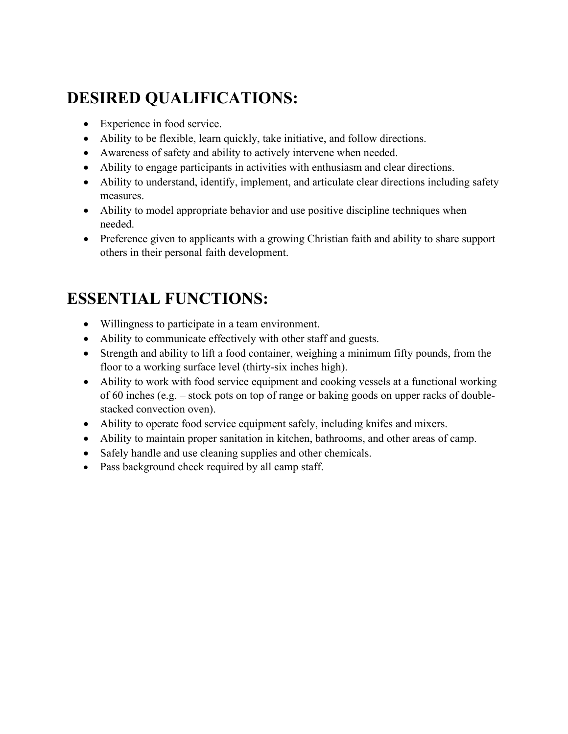## DESIRED QUALIFICATIONS:

- Experience in food service.
- Ability to be flexible, learn quickly, take initiative, and follow directions.
- Awareness of safety and ability to actively intervene when needed.
- Ability to engage participants in activities with enthusiasm and clear directions.
- Ability to understand, identify, implement, and articulate clear directions including safety measures.
- Ability to model appropriate behavior and use positive discipline techniques when needed.
- Preference given to applicants with a growing Christian faith and ability to share support others in their personal faith development.

## ESSENTIAL FUNCTIONS:

- Willingness to participate in a team environment.
- Ability to communicate effectively with other staff and guests.
- Strength and ability to lift a food container, weighing a minimum fifty pounds, from the floor to a working surface level (thirty-six inches high).
- Ability to work with food service equipment and cooking vessels at a functional working of 60 inches (e.g. – stock pots on top of range or baking goods on upper racks of double-stacked convection oven).
- Ability to operate food service equipment safely, including knifes and mixers.
- Ability to maintain proper sanitation in kitchen, bathrooms, and other areas of camp.
- Safely handle and use cleaning supplies and other chemicals.
- Pass background check required by all camp staff.